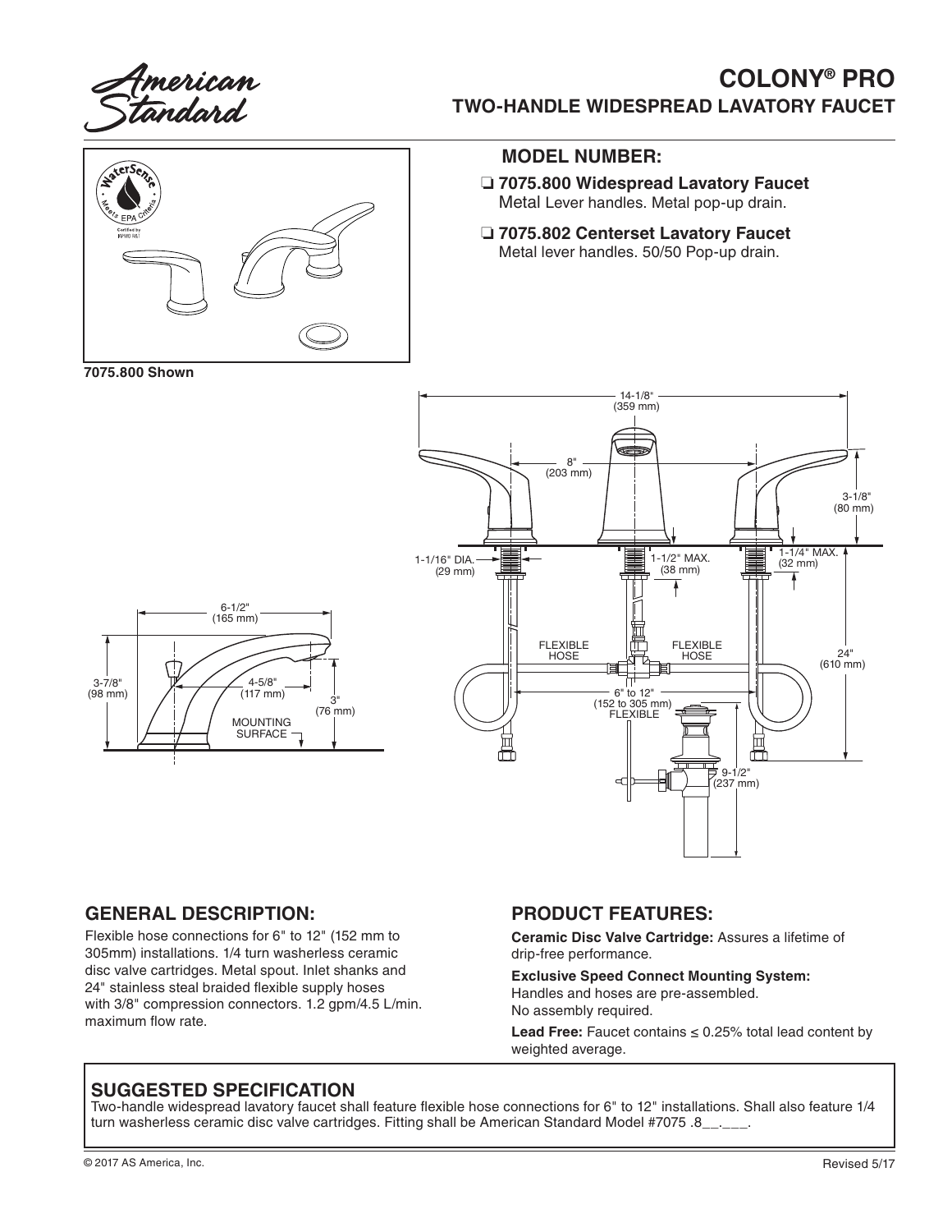# COLONY® PRO

## TWO-HANDLE WIDESPREAD LAVATORY FAUCET

### MODEL NUMBER:

- ❑ **7075.800 Widespread Lavatory Faucet**
  Metal Lever handles. Metal pop-up drain.
- ❑ **7075.802 Centerset Lavatory Faucet**
  Metal lever handles. 50/50 Pop-up drain.

**7075.800 Shown**

### GENERAL DESCRIPTION:

Flexible hose connections for 6" to 12" (152 mm to 305mm) installations. 1/4 turn washerless ceramic disc valve cartridges. Metal spout. Inlet shanks and 24" stainless steal braided flexible supply hoses with 3/8" compression connectors. 1.2 gpm/4.5 L/min. maximum flow rate.

### PRODUCT FEATURES:

**Ceramic Disc Valve Cartridge:** Assures a lifetime of drip-free performance.

**Exclusive Speed Connect Mounting System:** Handles and hoses are pre-assembled. No assembly required.

**Lead Free:** Faucet contains ≤ 0.25% total lead content by weighted average.

### SUGGESTED SPECIFICATION

Two-handle widespread lavatory faucet shall feature flexible hose connections for 6" to 12" installations. Shall also feature 1/4 turn washerless ceramic disc valve cartridges. Fitting shall be American Standard Model #7075 .8__.___.

© 2017 AS America, Inc.

Revised 5/17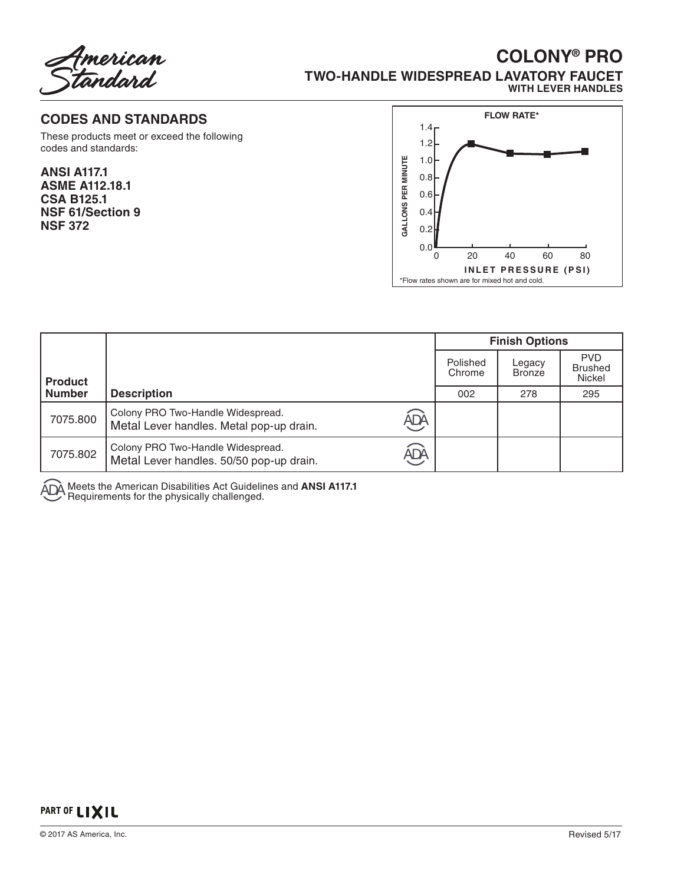# COLONY® PRO

## TWO-HANDLE WIDESPREAD LAVATORY FAUCET

### WITH LEVER HANDLES

## CODES AND STANDARDS

These products meet or exceed the following codes and standards:

**ANSI A117.1**
**ASME A112.18.1**
**CSA B125.1**
**NSF 61/Section 9**
**NSF 372**

FLOW RATE*

GALLONS PER MINUTE

1.4
1.2
1.0
0.8
0.6
0.4
0.2
0.0

0 20 40 60 80

INLET PRESSURE (PSI)

*Flow rates shown are for mixed hot and cold.

| Product Number | Description | Finish Options | | |
|---|---|---|---|---|
| | | Polished Chrome | Legacy Bronze | PVD Brushed Nickel |
| | | 002 | 278 | 295 |
| 7075.800 | Colony PRO Two-Handle Widespread. Metal Lever handles. Metal pop-up drain. ADA | | | |
| 7075.802 | Colony PRO Two-Handle Widespread. Metal Lever handles. 50/50 pop-up drain. ADA | | | |

ADA Meets the American Disabilities Act Guidelines and **ANSI A117.1** Requirements for the physically challenged.

PART OF LIXIL

© 2017 AS America, Inc.

Revised 5/17